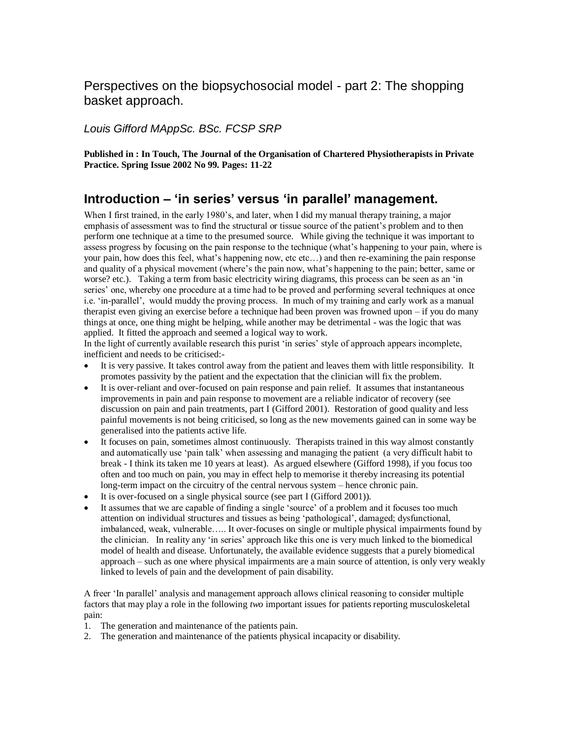# Perspectives on the biopsychosocial model - part 2: The shopping basket approach.

*Louis Gifford MAppSc. BSc. FCSP SRP*

**Published in : In Touch, The Journal of the Organisation of Chartered Physiotherapists in Private Practice. Spring Issue 2002 No 99. Pages: 11-22**

## Introduction – 'in series' versus 'in parallel' management.

When I first trained, in the early 1980's, and later, when I did my manual therapy training, a major emphasis of assessment was to find the structural or tissue source of the patient's problem and to then perform one technique at a time to the presumed source. While giving the technique it was important to assess progress by focusing on the pain response to the technique (what's happening to your pain, where is your pain, how does this feel, what's happening now, etc etc…) and then re-examining the pain response and quality of a physical movement (where's the pain now, what's happening to the pain; better, same or worse? etc.). Taking a term from basic electricity wiring diagrams, this process can be seen as an 'in series' one, whereby one procedure at a time had to be proved and performing several techniques at once i.e. 'in-parallel', would muddy the proving process. In much of my training and early work as a manual therapist even giving an exercise before a technique had been proven was frowned upon – if you do many things at once, one thing might be helping, while another may be detrimental - was the logic that was applied. It fitted the approach and seemed a logical way to work.

In the light of currently available research this purist 'in series' style of approach appears incomplete, inefficient and needs to be criticised:-

- It is very passive. It takes control away from the patient and leaves them with little responsibility. It promotes passivity by the patient and the expectation that the clinician will fix the problem.
- It is over-reliant and over-focused on pain response and pain relief. It assumes that instantaneous improvements in pain and pain response to movement are a reliable indicator of recovery (see discussion on pain and pain treatments, part I (Gifford 2001). Restoration of good quality and less painful movements is not being criticised, so long as the new movements gained can in some way be generalised into the patients active life.
- It focuses on pain, sometimes almost continuously. Therapists trained in this way almost constantly and automatically use 'pain talk' when assessing and managing the patient (a very difficult habit to break - I think its taken me 10 years at least). As argued elsewhere (Gifford 1998), if you focus too often and too much on pain, you may in effect help to memorise it thereby increasing its potential long-term impact on the circuitry of the central nervous system – hence chronic pain.
- It is over-focused on a single physical source (see part I (Gifford 2001)).
- It assumes that we are capable of finding a single 'source' of a problem and it focuses too much attention on individual structures and tissues as being 'pathological', damaged; dysfunctional, imbalanced, weak, vulnerable….. It over-focuses on single or multiple physical impairments found by the clinician. In reality any 'in series' approach like this one is very much linked to the biomedical model of health and disease. Unfortunately, the available evidence suggests that a purely biomedical approach – such as one where physical impairments are a main source of attention, is only very weakly linked to levels of pain and the development of pain disability.

A freer 'In parallel' analysis and management approach allows clinical reasoning to consider multiple factors that may play a role in the following *two* important issues for patients reporting musculoskeletal pain:

1. The generation and maintenance of the patients pain.
2. The generation and maintenance of the patients physical incapacity or disability.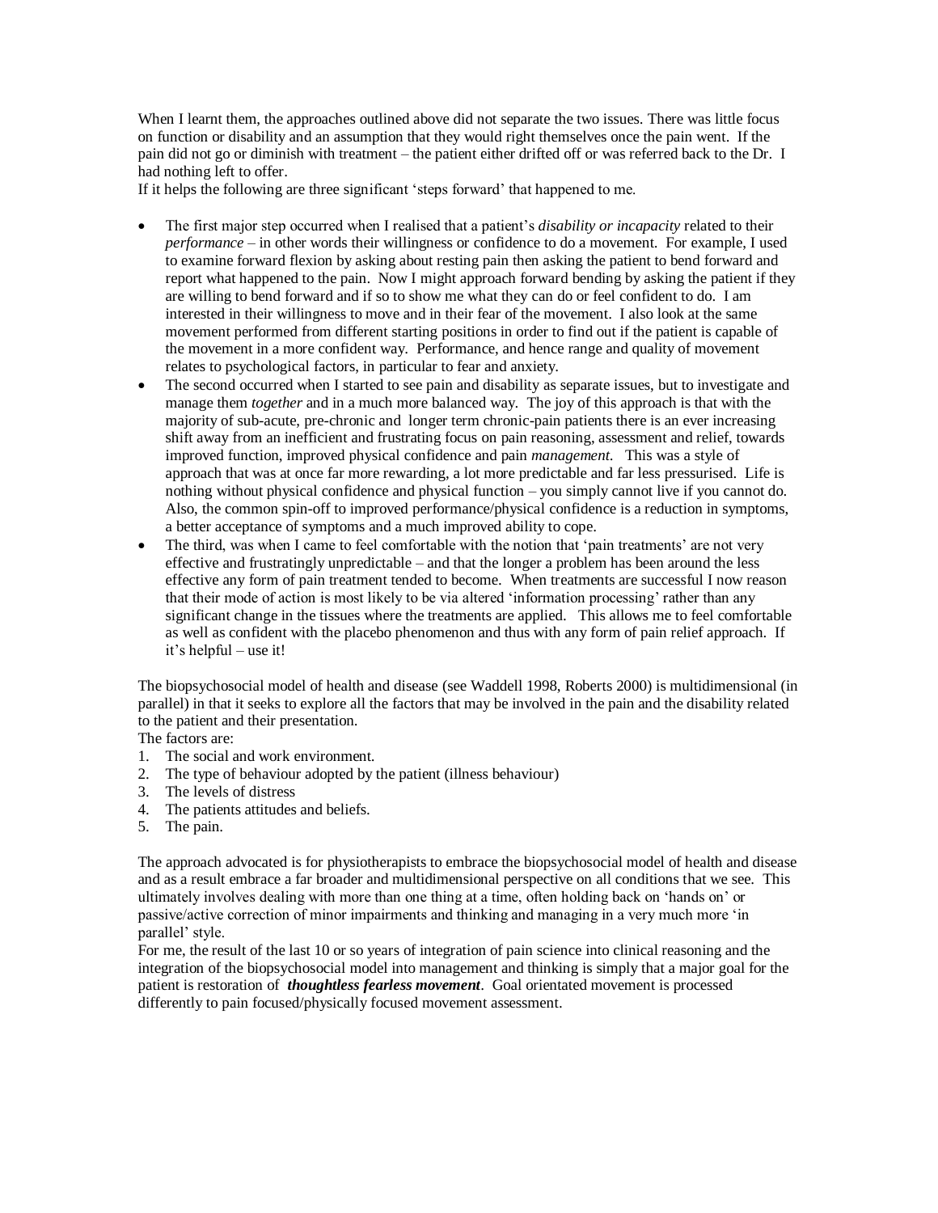When I learnt them, the approaches outlined above did not separate the two issues. There was little focus on function or disability and an assumption that they would right themselves once the pain went. If the pain did not go or diminish with treatment – the patient either drifted off or was referred back to the Dr. I had nothing left to offer.

If it helps the following are three significant 'steps forward' that happened to me.

- The first major step occurred when I realised that a patient's *disability or incapacity* related to their *performance* – in other words their willingness or confidence to do a movement. For example, I used to examine forward flexion by asking about resting pain then asking the patient to bend forward and report what happened to the pain. Now I might approach forward bending by asking the patient if they are willing to bend forward and if so to show me what they can do or feel confident to do. I am interested in their willingness to move and in their fear of the movement. I also look at the same movement performed from different starting positions in order to find out if the patient is capable of the movement in a more confident way. Performance, and hence range and quality of movement relates to psychological factors, in particular to fear and anxiety.
- The second occurred when I started to see pain and disability as separate issues, but to investigate and manage them *together* and in a much more balanced way. The joy of this approach is that with the majority of sub-acute, pre-chronic and longer term chronic-pain patients there is an ever increasing shift away from an inefficient and frustrating focus on pain reasoning, assessment and relief, towards improved function, improved physical confidence and pain *management*. This was a style of approach that was at once far more rewarding, a lot more predictable and far less pressurised. Life is nothing without physical confidence and physical function – you simply cannot live if you cannot do. Also, the common spin-off to improved performance/physical confidence is a reduction in symptoms, a better acceptance of symptoms and a much improved ability to cope.
- The third, was when I came to feel comfortable with the notion that 'pain treatments' are not very effective and frustratingly unpredictable – and that the longer a problem has been around the less effective any form of pain treatment tended to become. When treatments are successful I now reason that their mode of action is most likely to be via altered 'information processing' rather than any significant change in the tissues where the treatments are applied. This allows me to feel comfortable as well as confident with the placebo phenomenon and thus with any form of pain relief approach. If it's helpful – use it!

The biopsychosocial model of health and disease (see Waddell 1998, Roberts 2000) is multidimensional (in parallel) in that it seeks to explore all the factors that may be involved in the pain and the disability related to the patient and their presentation.

The factors are:

1. The social and work environment.
2. The type of behaviour adopted by the patient (illness behaviour)
3. The levels of distress
4. The patients attitudes and beliefs.
5. The pain.

The approach advocated is for physiotherapists to embrace the biopsychosocial model of health and disease and as a result embrace a far broader and multidimensional perspective on all conditions that we see. This ultimately involves dealing with more than one thing at a time, often holding back on 'hands on' or passive/active correction of minor impairments and thinking and managing in a very much more 'in parallel' style.

For me, the result of the last 10 or so years of integration of pain science into clinical reasoning and the integration of the biopsychosocial model into management and thinking is simply that a major goal for the patient is restoration of ***thoughtless fearless movement***. Goal orientated movement is processed differently to pain focused/physically focused movement assessment.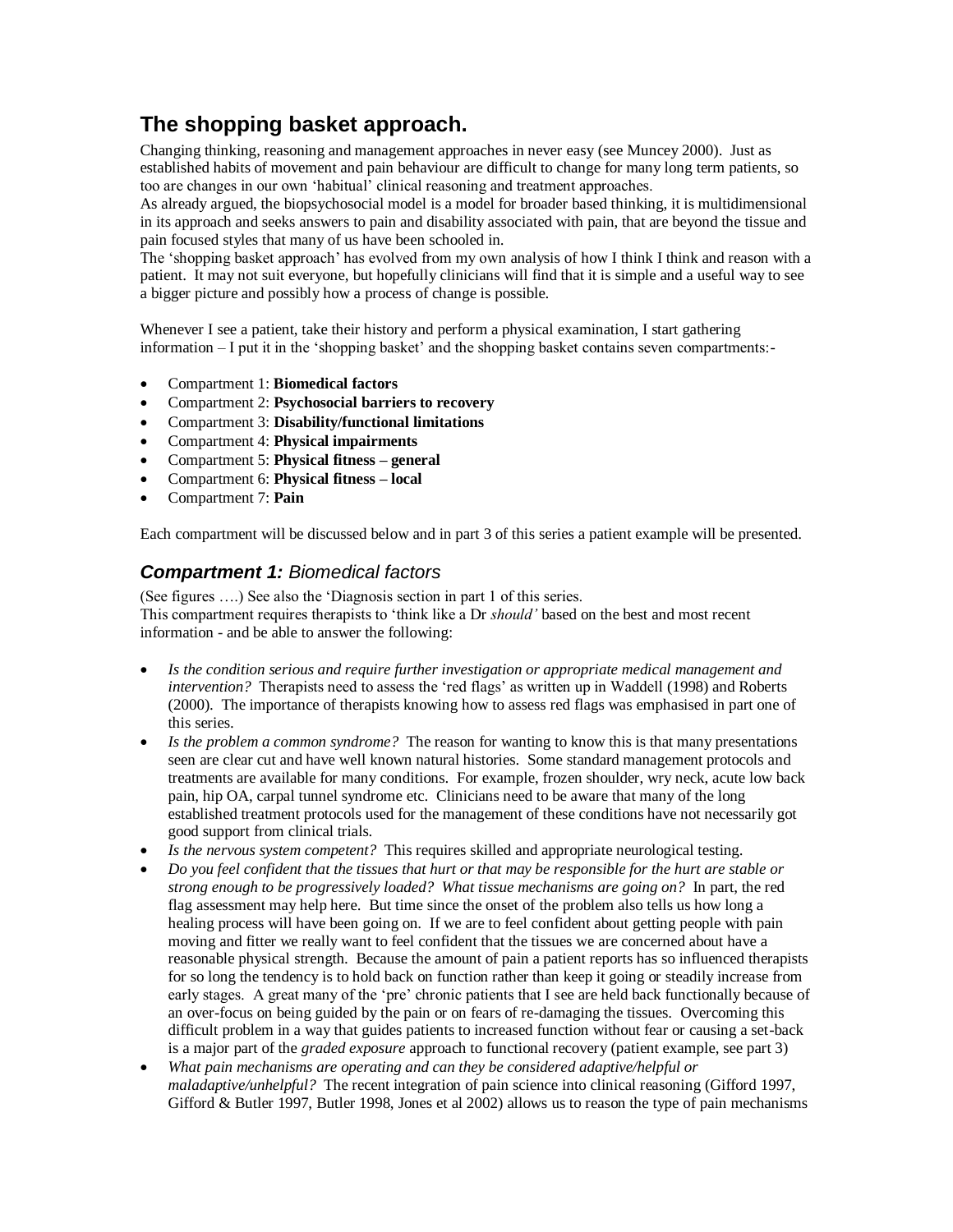## The shopping basket approach.

Changing thinking, reasoning and management approaches in never easy (see Muncey 2000). Just as established habits of movement and pain behaviour are difficult to change for many long term patients, so too are changes in our own 'habitual' clinical reasoning and treatment approaches.
As already argued, the biopsychosocial model is a model for broader based thinking, it is multidimensional in its approach and seeks answers to pain and disability associated with pain, that are beyond the tissue and pain focused styles that many of us have been schooled in.
The 'shopping basket approach' has evolved from my own analysis of how I think I think and reason with a patient. It may not suit everyone, but hopefully clinicians will find that it is simple and a useful way to see a bigger picture and possibly how a process of change is possible.

Whenever I see a patient, take their history and perform a physical examination, I start gathering information – I put it in the 'shopping basket' and the shopping basket contains seven compartments:-

- Compartment 1: **Biomedical factors**
- Compartment 2: **Psychosocial barriers to recovery**
- Compartment 3: **Disability/functional limitations**
- Compartment 4: **Physical impairments**
- Compartment 5: **Physical fitness – general**
- Compartment 6: **Physical fitness – local**
- Compartment 7: **Pain**

Each compartment will be discussed below and in part 3 of this series a patient example will be presented.

### ***Compartment 1:*** *Biomedical factors*

(See figures ….) See also the 'Diagnosis section in part 1 of this series.
This compartment requires therapists to 'think like a Dr *should'* based on the best and most recent information - and be able to answer the following:

- *Is the condition serious and require further investigation or appropriate medical management and intervention?* Therapists need to assess the 'red flags' as written up in Waddell (1998) and Roberts (2000). The importance of therapists knowing how to assess red flags was emphasised in part one of this series.
- *Is the problem a common syndrome?* The reason for wanting to know this is that many presentations seen are clear cut and have well known natural histories. Some standard management protocols and treatments are available for many conditions. For example, frozen shoulder, wry neck, acute low back pain, hip OA, carpal tunnel syndrome etc. Clinicians need to be aware that many of the long established treatment protocols used for the management of these conditions have not necessarily got good support from clinical trials.
- *Is the nervous system competent?* This requires skilled and appropriate neurological testing.
- *Do you feel confident that the tissues that hurt or that may be responsible for the hurt are stable or strong enough to be progressively loaded? What tissue mechanisms are going on?* In part, the red flag assessment may help here. But time since the onset of the problem also tells us how long a healing process will have been going on. If we are to feel confident about getting people with pain moving and fitter we really want to feel confident that the tissues we are concerned about have a reasonable physical strength. Because the amount of pain a patient reports has so influenced therapists for so long the tendency is to hold back on function rather than keep it going or steadily increase from early stages. A great many of the 'pre' chronic patients that I see are held back functionally because of an over-focus on being guided by the pain or on fears of re-damaging the tissues. Overcoming this difficult problem in a way that guides patients to increased function without fear or causing a set-back is a major part of the *graded exposure* approach to functional recovery (patient example, see part 3)
- *What pain mechanisms are operating and can they be considered adaptive/helpful or maladaptive/unhelpful?* The recent integration of pain science into clinical reasoning (Gifford 1997, Gifford & Butler 1997, Butler 1998, Jones et al 2002) allows us to reason the type of pain mechanisms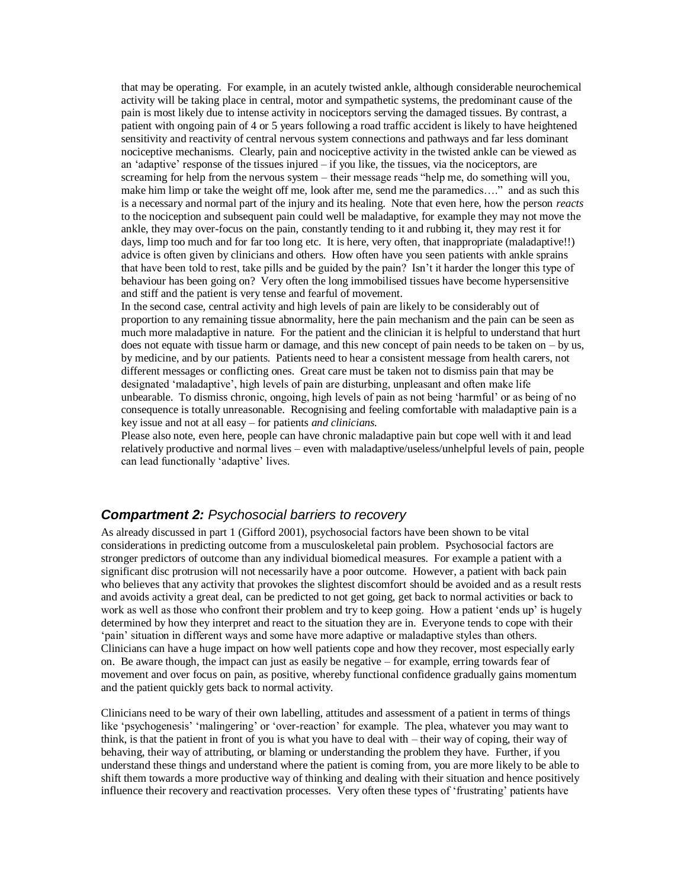that may be operating. For example, in an acutely twisted ankle, although considerable neurochemical activity will be taking place in central, motor and sympathetic systems, the predominant cause of the pain is most likely due to intense activity in nociceptors serving the damaged tissues. By contrast, a patient with ongoing pain of 4 or 5 years following a road traffic accident is likely to have heightened sensitivity and reactivity of central nervous system connections and pathways and far less dominant nociceptive mechanisms. Clearly, pain and nociceptive activity in the twisted ankle can be viewed as an 'adaptive' response of the tissues injured – if you like, the tissues, via the nociceptors, are screaming for help from the nervous system – their message reads "help me, do something will you, make him limp or take the weight off me, look after me, send me the paramedics…." and as such this is a necessary and normal part of the injury and its healing. Note that even here, how the person *reacts* to the nociception and subsequent pain could well be maladaptive, for example they may not move the ankle, they may over-focus on the pain, constantly tending to it and rubbing it, they may rest it for days, limp too much and for far too long etc. It is here, very often, that inappropriate (maladaptive!!) advice is often given by clinicians and others. How often have you seen patients with ankle sprains that have been told to rest, take pills and be guided by the pain? Isn't it harder the longer this type of behaviour has been going on? Very often the long immobilised tissues have become hypersensitive and stiff and the patient is very tense and fearful of movement.

In the second case, central activity and high levels of pain are likely to be considerably out of proportion to any remaining tissue abnormality, here the pain mechanism and the pain can be seen as much more maladaptive in nature. For the patient and the clinician it is helpful to understand that hurt does not equate with tissue harm or damage, and this new concept of pain needs to be taken on – by us, by medicine, and by our patients. Patients need to hear a consistent message from health carers, not different messages or conflicting ones. Great care must be taken not to dismiss pain that may be designated 'maladaptive', high levels of pain are disturbing, unpleasant and often make life unbearable. To dismiss chronic, ongoing, high levels of pain as not being 'harmful' or as being of no consequence is totally unreasonable. Recognising and feeling comfortable with maladaptive pain is a key issue and not at all easy – for patients *and clinicians.*

Please also note, even here, people can have chronic maladaptive pain but cope well with it and lead relatively productive and normal lives – even with maladaptive/useless/unhelpful levels of pain, people can lead functionally 'adaptive' lives.

### ***Compartment 2:*** *Psychosocial barriers to recovery*

As already discussed in part 1 (Gifford 2001), psychosocial factors have been shown to be vital considerations in predicting outcome from a musculoskeletal pain problem. Psychosocial factors are stronger predictors of outcome than any individual biomedical measures. For example a patient with a significant disc protrusion will not necessarily have a poor outcome. However, a patient with back pain who believes that any activity that provokes the slightest discomfort should be avoided and as a result rests and avoids activity a great deal, can be predicted to not get going, get back to normal activities or back to work as well as those who confront their problem and try to keep going. How a patient 'ends up' is hugely determined by how they interpret and react to the situation they are in. Everyone tends to cope with their 'pain' situation in different ways and some have more adaptive or maladaptive styles than others. Clinicians can have a huge impact on how well patients cope and how they recover, most especially early on. Be aware though, the impact can just as easily be negative – for example, erring towards fear of movement and over focus on pain, as positive, whereby functional confidence gradually gains momentum and the patient quickly gets back to normal activity.

Clinicians need to be wary of their own labelling, attitudes and assessment of a patient in terms of things like 'psychogenesis' 'malingering' or 'over-reaction' for example. The plea, whatever you may want to think, is that the patient in front of you is what you have to deal with – their way of coping, their way of behaving, their way of attributing, or blaming or understanding the problem they have. Further, if you understand these things and understand where the patient is coming from, you are more likely to be able to shift them towards a more productive way of thinking and dealing with their situation and hence positively influence their recovery and reactivation processes. Very often these types of 'frustrating' patients have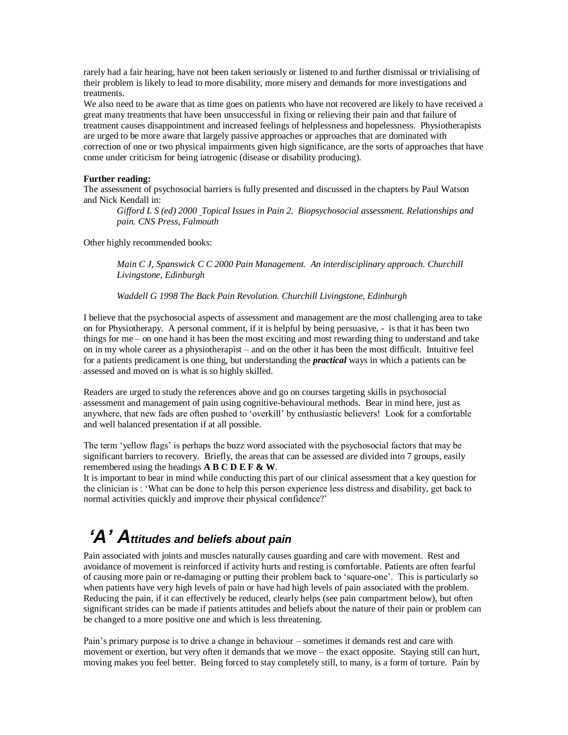rarely had a fair hearing, have not been taken seriously or listened to and further dismissal or trivialising of their problem is likely to lead to more disability, more misery and demands for more investigations and treatments.
We also need to be aware that as time goes on patients who have not recovered are likely to have received a great many treatments that have been unsuccessful in fixing or relieving their pain and that failure of treatment causes disappointment and increased feelings of helplessness and hopelessness. Physiotherapists are urged to be more aware that largely passive approaches or approaches that are dominated with correction of one or two physical impairments given high significance, are the sorts of approaches that have come under criticism for being iatrogenic (disease or disability producing).

**Further reading:**
The assessment of psychosocial barriers is fully presented and discussed in the chapters by Paul Watson and Nick Kendall in:

> *Gifford L S (ed) 2000 Topical Issues in Pain 2. Biopsychosocial assessment. Relationships and pain. CNS Press, Falmouth*

Other highly recommended books:

> *Main C J, Spanswick C C 2000 Pain Management. An interdisciplinary approach. Churchill Livingstone, Edinburgh*

> *Waddell G 1998 The Back Pain Revolution. Churchill Livingstone, Edinburgh*

I believe that the psychosocial aspects of assessment and management are the most challenging area to take on for Physiotherapy. A personal comment, if it is helpful by being persuasive, - is that it has been two things for me – on one hand it has been the most exciting and most rewarding thing to understand and take on in my whole career as a physiotherapist – and on the other it has been the most difficult. Intuitive feel for a patients predicament is one thing, but understanding the ***practical*** ways in which a patients can be assessed and moved on is what is so highly skilled.

Readers are urged to study the references above and go on courses targeting skills in psychosocial assessment and management of pain using cognitive-behavioural methods. Bear in mind here, just as anywhere, that new fads are often pushed to 'overkill' by enthusiastic believers! Look for a comfortable and well balanced presentation if at all possible.

The term 'yellow flags' is perhaps the buzz word associated with the psychosocial factors that may be significant barriers to recovery. Briefly, the areas that can be assessed are divided into 7 groups, easily remembered using the headings **A B C D E F & W**.
It is important to bear in mind while conducting this part of our clinical assessment that a key question for the clinician is : 'What can be done to help this person experience less distress and disability, get back to normal activities quickly and improve their physical confidence?'

## *'A' Attitudes and beliefs about pain*

Pain associated with joints and muscles naturally causes guarding and care with movement. Rest and avoidance of movement is reinforced if activity hurts and resting is comfortable. Patients are often fearful of causing more pain or re-damaging or putting their problem back to 'square-one'. This is particularly so when patients have very high levels of pain or have had high levels of pain associated with the problem. Reducing the pain, if it can effectively be reduced, clearly helps (see pain compartment below), but often significant strides can be made if patients attitudes and beliefs about the nature of their pain or problem can be changed to a more positive one and which is less threatening.

Pain's primary purpose is to drive a change in behaviour – sometimes it demands rest and care with movement or exertion, but very often it demands that we move – the exact opposite. Staying still can hurt, moving makes you feel better. Being forced to stay completely still, to many, is a form of torture. Pain by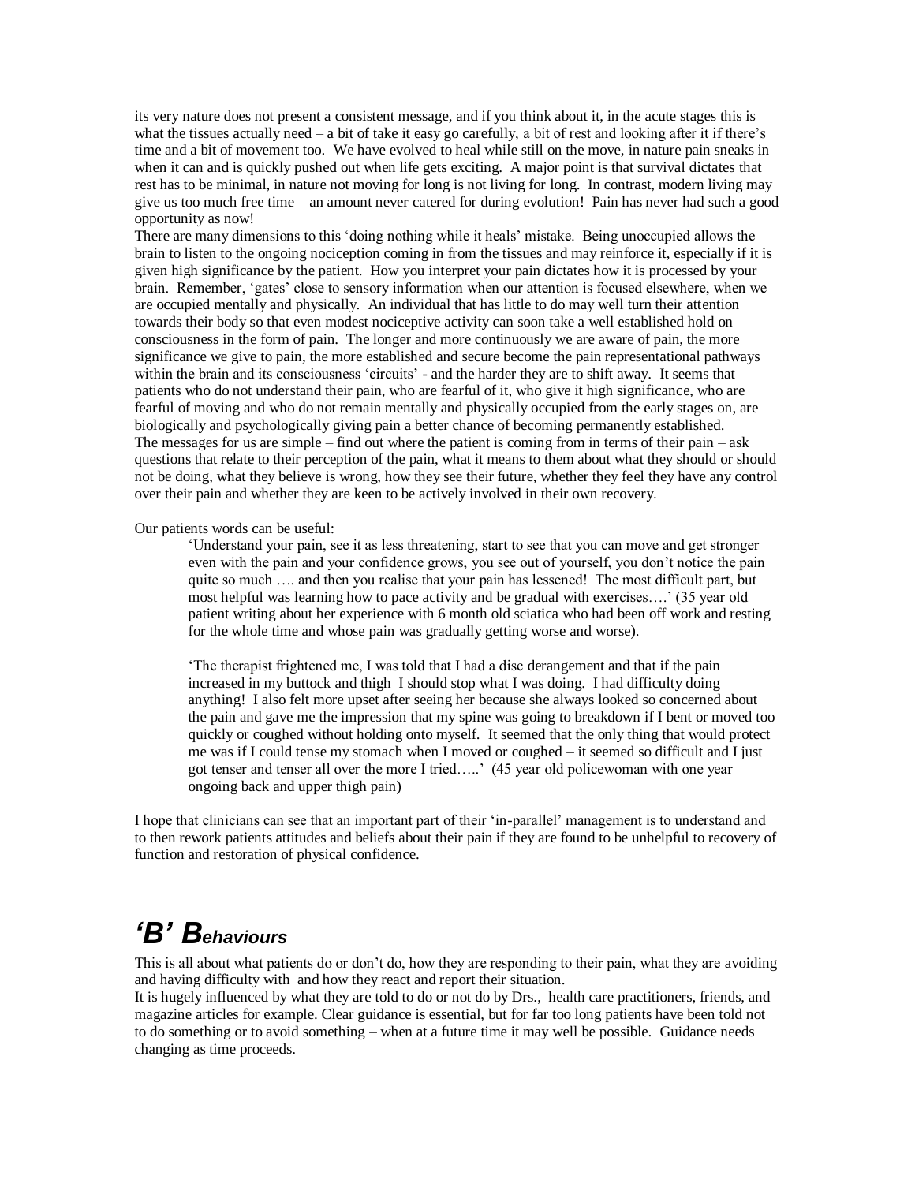its very nature does not present a consistent message, and if you think about it, in the acute stages this is what the tissues actually need – a bit of take it easy go carefully, a bit of rest and looking after it if there's time and a bit of movement too. We have evolved to heal while still on the move, in nature pain sneaks in when it can and is quickly pushed out when life gets exciting. A major point is that survival dictates that rest has to be minimal, in nature not moving for long is not living for long. In contrast, modern living may give us too much free time – an amount never catered for during evolution! Pain has never had such a good opportunity as now!

There are many dimensions to this 'doing nothing while it heals' mistake. Being unoccupied allows the brain to listen to the ongoing nociception coming in from the tissues and may reinforce it, especially if it is given high significance by the patient. How you interpret your pain dictates how it is processed by your brain. Remember, 'gates' close to sensory information when our attention is focused elsewhere, when we are occupied mentally and physically. An individual that has little to do may well turn their attention towards their body so that even modest nociceptive activity can soon take a well established hold on consciousness in the form of pain. The longer and more continuously we are aware of pain, the more significance we give to pain, the more established and secure become the pain representational pathways within the brain and its consciousness 'circuits' - and the harder they are to shift away. It seems that patients who do not understand their pain, who are fearful of it, who give it high significance, who are fearful of moving and who do not remain mentally and physically occupied from the early stages on, are biologically and psychologically giving pain a better chance of becoming permanently established.

The messages for us are simple – find out where the patient is coming from in terms of their pain – ask questions that relate to their perception of the pain, what it means to them about what they should or should not be doing, what they believe is wrong, how they see their future, whether they feel they have any control over their pain and whether they are keen to be actively involved in their own recovery.

Our patients words can be useful:

> 'Understand your pain, see it as less threatening, start to see that you can move and get stronger even with the pain and your confidence grows, you see out of yourself, you don't notice the pain quite so much …. and then you realise that your pain has lessened! The most difficult part, but most helpful was learning how to pace activity and be gradual with exercises….' (35 year old patient writing about her experience with 6 month old sciatica who had been off work and resting for the whole time and whose pain was gradually getting worse and worse).
>
> 'The therapist frightened me, I was told that I had a disc derangement and that if the pain increased in my buttock and thigh I should stop what I was doing. I had difficulty doing anything! I also felt more upset after seeing her because she always looked so concerned about the pain and gave me the impression that my spine was going to breakdown if I bent or moved too quickly or coughed without holding onto myself. It seemed that the only thing that would protect me was if I could tense my stomach when I moved or coughed – it seemed so difficult and I just got tenser and tenser all over the more I tried…..' (45 year old policewoman with one year ongoing back and upper thigh pain)

I hope that clinicians can see that an important part of their 'in-parallel' management is to understand and to then rework patients attitudes and beliefs about their pain if they are found to be unhelpful to recovery of function and restoration of physical confidence.

## *'B' Behaviours*

This is all about what patients do or don't do, how they are responding to their pain, what they are avoiding and having difficulty with and how they react and report their situation.

It is hugely influenced by what they are told to do or not do by Drs., health care practitioners, friends, and magazine articles for example. Clear guidance is essential, but for far too long patients have been told not to do something or to avoid something – when at a future time it may well be possible. Guidance needs changing as time proceeds.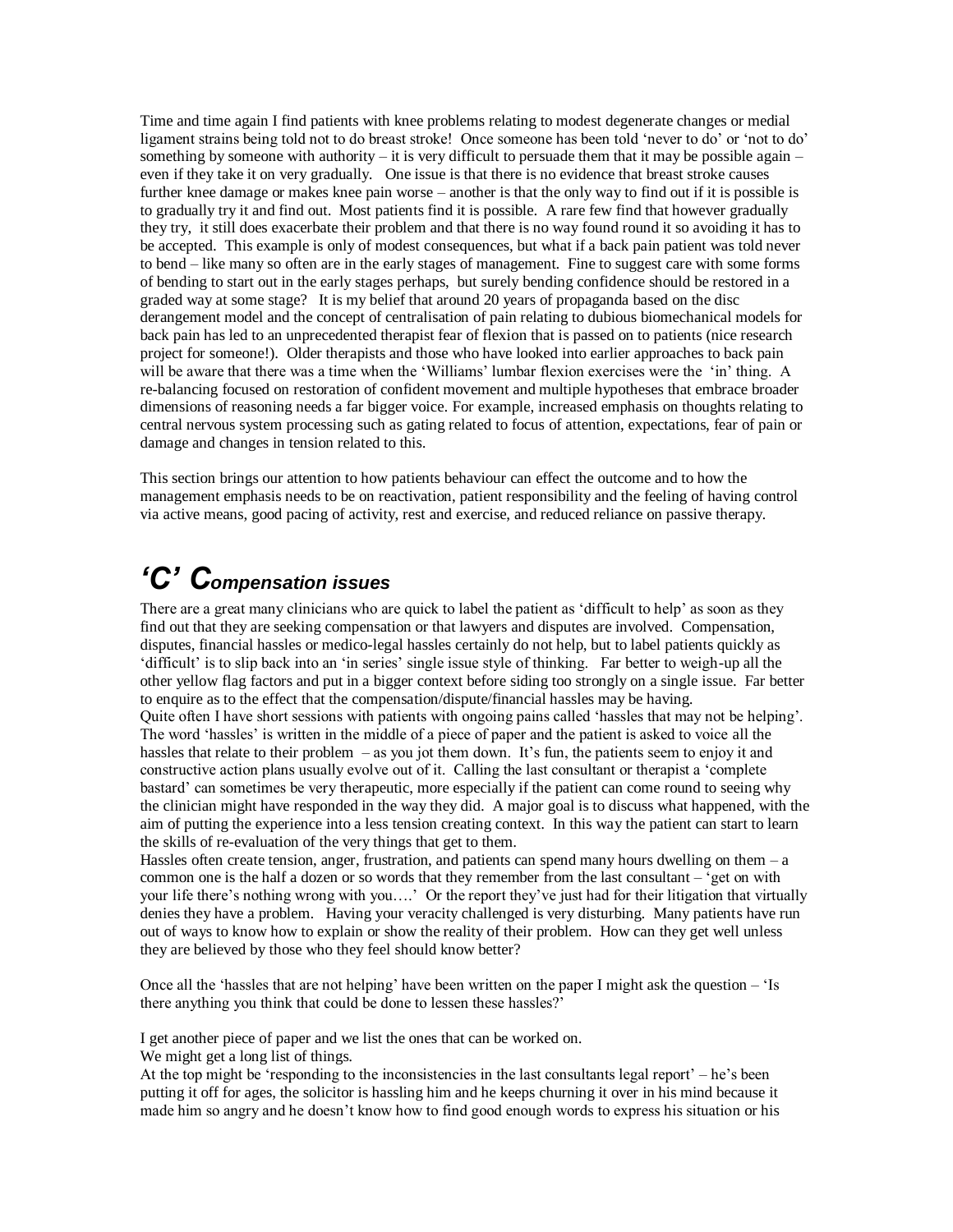Time and time again I find patients with knee problems relating to modest degenerate changes or medial ligament strains being told not to do breast stroke! Once someone has been told 'never to do' or 'not to do' something by someone with authority – it is very difficult to persuade them that it may be possible again – even if they take it on very gradually. One issue is that there is no evidence that breast stroke causes further knee damage or makes knee pain worse – another is that the only way to find out if it is possible is to gradually try it and find out. Most patients find it is possible. A rare few find that however gradually they try, it still does exacerbate their problem and that there is no way found round it so avoiding it has to be accepted. This example is only of modest consequences, but what if a back pain patient was told never to bend – like many so often are in the early stages of management. Fine to suggest care with some forms of bending to start out in the early stages perhaps, but surely bending confidence should be restored in a graded way at some stage? It is my belief that around 20 years of propaganda based on the disc derangement model and the concept of centralisation of pain relating to dubious biomechanical models for back pain has led to an unprecedented therapist fear of flexion that is passed on to patients (nice research project for someone!). Older therapists and those who have looked into earlier approaches to back pain will be aware that there was a time when the 'Williams' lumbar flexion exercises were the 'in' thing. A re-balancing focused on restoration of confident movement and multiple hypotheses that embrace broader dimensions of reasoning needs a far bigger voice. For example, increased emphasis on thoughts relating to central nervous system processing such as gating related to focus of attention, expectations, fear of pain or damage and changes in tension related to this.

This section brings our attention to how patients behaviour can effect the outcome and to how the management emphasis needs to be on reactivation, patient responsibility and the feeling of having control via active means, good pacing of activity, rest and exercise, and reduced reliance on passive therapy.

## *'C' Compensation issues*

There are a great many clinicians who are quick to label the patient as 'difficult to help' as soon as they find out that they are seeking compensation or that lawyers and disputes are involved. Compensation, disputes, financial hassles or medico-legal hassles certainly do not help, but to label patients quickly as 'difficult' is to slip back into an 'in series' single issue style of thinking. Far better to weigh-up all the other yellow flag factors and put in a bigger context before siding too strongly on a single issue. Far better to enquire as to the effect that the compensation/dispute/financial hassles may be having.

Quite often I have short sessions with patients with ongoing pains called 'hassles that may not be helping'. The word 'hassles' is written in the middle of a piece of paper and the patient is asked to voice all the hassles that relate to their problem – as you jot them down. It's fun, the patients seem to enjoy it and constructive action plans usually evolve out of it. Calling the last consultant or therapist a 'complete bastard' can sometimes be very therapeutic, more especially if the patient can come round to seeing why the clinician might have responded in the way they did. A major goal is to discuss what happened, with the aim of putting the experience into a less tension creating context. In this way the patient can start to learn the skills of re-evaluation of the very things that get to them.

Hassles often create tension, anger, frustration, and patients can spend many hours dwelling on them – a common one is the half a dozen or so words that they remember from the last consultant – 'get on with your life there's nothing wrong with you….' Or the report they've just had for their litigation that virtually denies they have a problem. Having your veracity challenged is very disturbing. Many patients have run out of ways to know how to explain or show the reality of their problem. How can they get well unless they are believed by those who they feel should know better?

Once all the 'hassles that are not helping' have been written on the paper I might ask the question – 'Is there anything you think that could be done to lessen these hassles?'

I get another piece of paper and we list the ones that can be worked on.

We might get a long list of things.

At the top might be 'responding to the inconsistencies in the last consultants legal report' – he's been putting it off for ages, the solicitor is hassling him and he keeps churning it over in his mind because it made him so angry and he doesn't know how to find good enough words to express his situation or his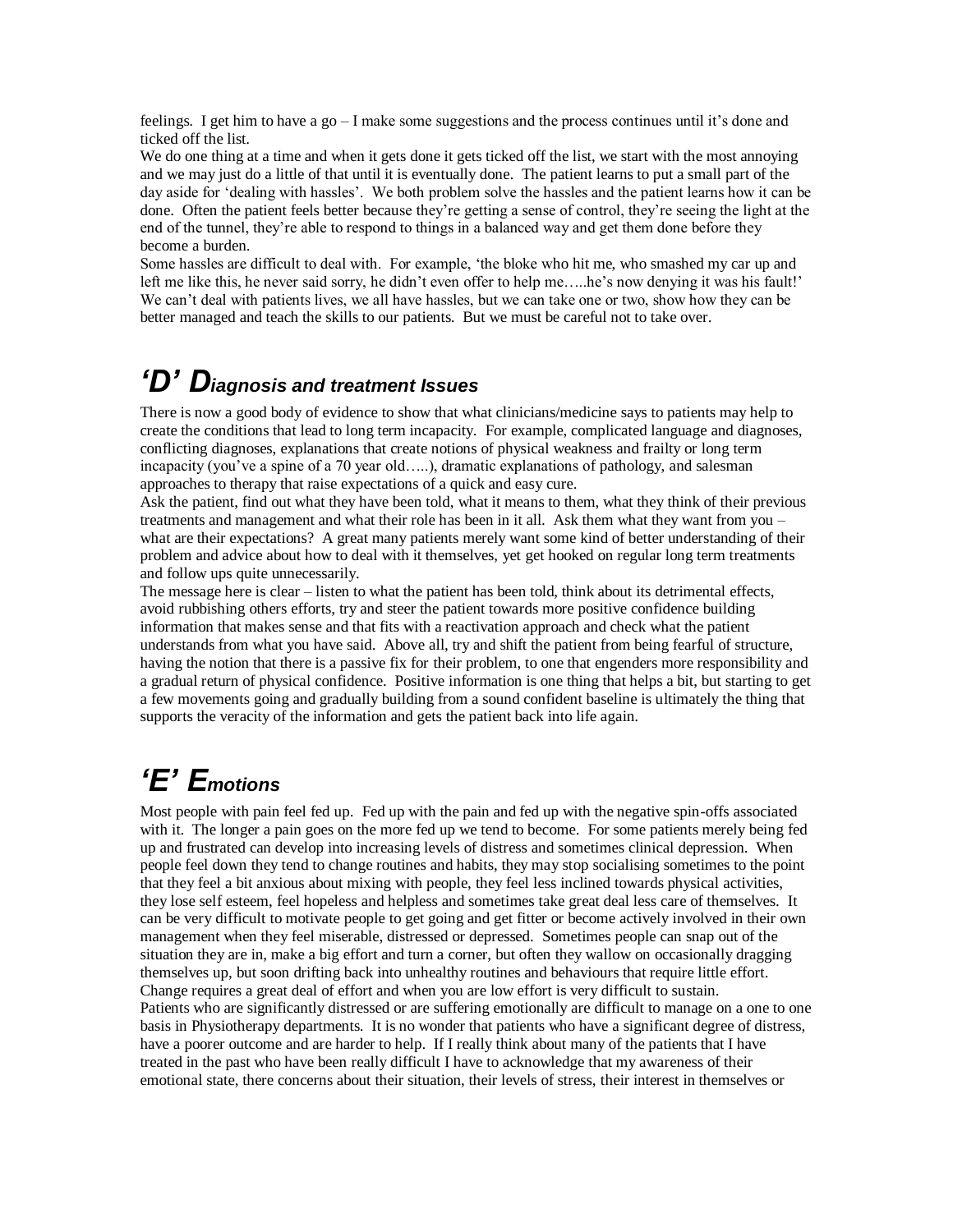feelings. I get him to have a go – I make some suggestions and the process continues until it's done and ticked off the list.
We do one thing at a time and when it gets done it gets ticked off the list, we start with the most annoying and we may just do a little of that until it is eventually done. The patient learns to put a small part of the day aside for 'dealing with hassles'. We both problem solve the hassles and the patient learns how it can be done. Often the patient feels better because they're getting a sense of control, they're seeing the light at the end of the tunnel, they're able to respond to things in a balanced way and get them done before they become a burden.
Some hassles are difficult to deal with. For example, 'the bloke who hit me, who smashed my car up and left me like this, he never said sorry, he didn't even offer to help me…..he's now denying it was his fault!' We can't deal with patients lives, we all have hassles, but we can take one or two, show how they can be better managed and teach the skills to our patients. But we must be careful not to take over.

## *'D' Diagnosis and treatment Issues*

There is now a good body of evidence to show that what clinicians/medicine says to patients may help to create the conditions that lead to long term incapacity. For example, complicated language and diagnoses, conflicting diagnoses, explanations that create notions of physical weakness and frailty or long term incapacity (you've a spine of a 70 year old…..), dramatic explanations of pathology, and salesman approaches to therapy that raise expectations of a quick and easy cure.
Ask the patient, find out what they have been told, what it means to them, what they think of their previous treatments and management and what their role has been in it all. Ask them what they want from you – what are their expectations? A great many patients merely want some kind of better understanding of their problem and advice about how to deal with it themselves, yet get hooked on regular long term treatments and follow ups quite unnecessarily.
The message here is clear – listen to what the patient has been told, think about its detrimental effects, avoid rubbishing others efforts, try and steer the patient towards more positive confidence building information that makes sense and that fits with a reactivation approach and check what the patient understands from what you have said. Above all, try and shift the patient from being fearful of structure, having the notion that there is a passive fix for their problem, to one that engenders more responsibility and a gradual return of physical confidence. Positive information is one thing that helps a bit, but starting to get a few movements going and gradually building from a sound confident baseline is ultimately the thing that supports the veracity of the information and gets the patient back into life again.

## *'E' Emotions*

Most people with pain feel fed up. Fed up with the pain and fed up with the negative spin-offs associated with it. The longer a pain goes on the more fed up we tend to become. For some patients merely being fed up and frustrated can develop into increasing levels of distress and sometimes clinical depression. When people feel down they tend to change routines and habits, they may stop socialising sometimes to the point that they feel a bit anxious about mixing with people, they feel less inclined towards physical activities, they lose self esteem, feel hopeless and helpless and sometimes take great deal less care of themselves. It can be very difficult to motivate people to get going and get fitter or become actively involved in their own management when they feel miserable, distressed or depressed. Sometimes people can snap out of the situation they are in, make a big effort and turn a corner, but often they wallow on occasionally dragging themselves up, but soon drifting back into unhealthy routines and behaviours that require little effort. Change requires a great deal of effort and when you are low effort is very difficult to sustain.
Patients who are significantly distressed or are suffering emotionally are difficult to manage on a one to one basis in Physiotherapy departments. It is no wonder that patients who have a significant degree of distress, have a poorer outcome and are harder to help. If I really think about many of the patients that I have treated in the past who have been really difficult I have to acknowledge that my awareness of their emotional state, there concerns about their situation, their levels of stress, their interest in themselves or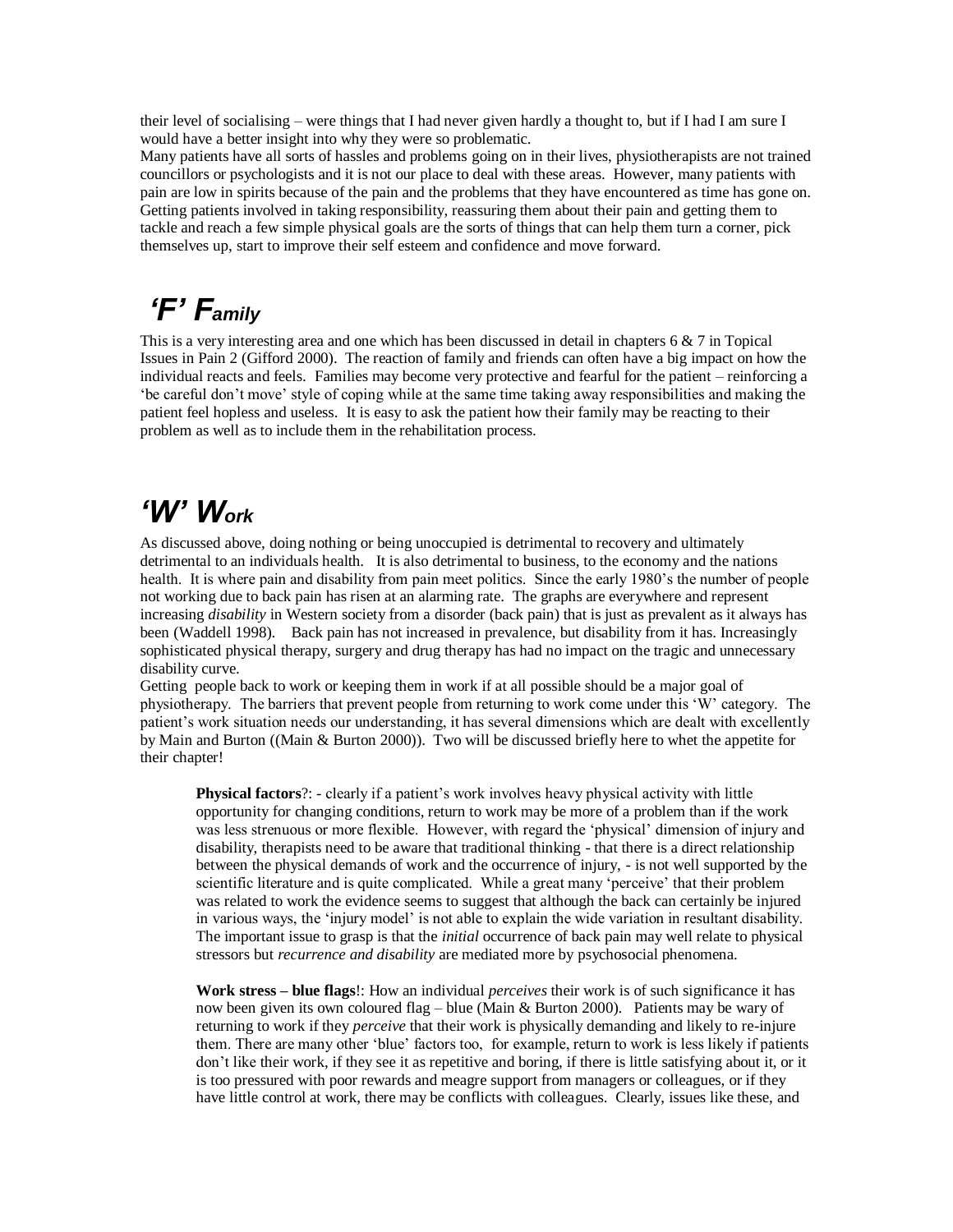their level of socialising – were things that I had never given hardly a thought to, but if I had I am sure I would have a better insight into why they were so problematic.
Many patients have all sorts of hassles and problems going on in their lives, physiotherapists are not trained councillors or psychologists and it is not our place to deal with these areas. However, many patients with pain are low in spirits because of the pain and the problems that they have encountered as time has gone on. Getting patients involved in taking responsibility, reassuring them about their pain and getting them to tackle and reach a few simple physical goals are the sorts of things that can help them turn a corner, pick themselves up, start to improve their self esteem and confidence and move forward.

## ***'F' Family***

This is a very interesting area and one which has been discussed in detail in chapters 6 & 7 in Topical Issues in Pain 2 (Gifford 2000). The reaction of family and friends can often have a big impact on how the individual reacts and feels. Families may become very protective and fearful for the patient – reinforcing a 'be careful don't move' style of coping while at the same time taking away responsibilities and making the patient feel hopless and useless. It is easy to ask the patient how their family may be reacting to their problem as well as to include them in the rehabilitation process.

## ***'W' Work***

As discussed above, doing nothing or being unoccupied is detrimental to recovery and ultimately detrimental to an individuals health. It is also detrimental to business, to the economy and the nations health. It is where pain and disability from pain meet politics. Since the early 1980's the number of people not working due to back pain has risen at an alarming rate. The graphs are everywhere and represent increasing *disability* in Western society from a disorder (back pain) that is just as prevalent as it always has been (Waddell 1998). Back pain has not increased in prevalence, but disability from it has. Increasingly sophisticated physical therapy, surgery and drug therapy has had no impact on the tragic and unnecessary disability curve.
Getting people back to work or keeping them in work if at all possible should be a major goal of physiotherapy. The barriers that prevent people from returning to work come under this 'W' category. The patient's work situation needs our understanding, it has several dimensions which are dealt with excellently by Main and Burton ((Main & Burton 2000)). Two will be discussed briefly here to whet the appetite for their chapter!

> **Physical factors**?: - clearly if a patient's work involves heavy physical activity with little opportunity for changing conditions, return to work may be more of a problem than if the work was less strenuous or more flexible. However, with regard the 'physical' dimension of injury and disability, therapists need to be aware that traditional thinking - that there is a direct relationship between the physical demands of work and the occurrence of injury, - is not well supported by the scientific literature and is quite complicated. While a great many 'perceive' that their problem was related to work the evidence seems to suggest that although the back can certainly be injured in various ways, the 'injury model' is not able to explain the wide variation in resultant disability. The important issue to grasp is that the *initial* occurrence of back pain may well relate to physical stressors but *recurrence and disability* are mediated more by psychosocial phenomena.
>
> **Work stress – blue flags**!: How an individual *perceives* their work is of such significance it has now been given its own coloured flag – blue (Main & Burton 2000). Patients may be wary of returning to work if they *perceive* that their work is physically demanding and likely to re-injure them. There are many other 'blue' factors too, for example, return to work is less likely if patients don't like their work, if they see it as repetitive and boring, if there is little satisfying about it, or it is too pressured with poor rewards and meagre support from managers or colleagues, or if they have little control at work, there may be conflicts with colleagues. Clearly, issues like these, and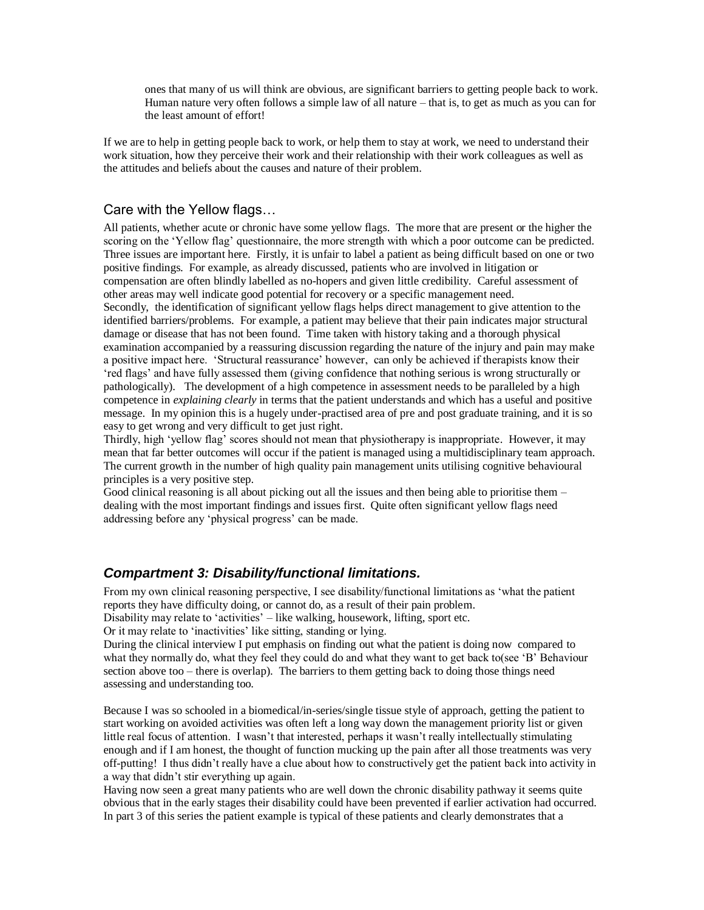ones that many of us will think are obvious, are significant barriers to getting people back to work. Human nature very often follows a simple law of all nature – that is, to get as much as you can for the least amount of effort!

If we are to help in getting people back to work, or help them to stay at work, we need to understand their work situation, how they perceive their work and their relationship with their work colleagues as well as the attitudes and beliefs about the causes and nature of their problem.

## Care with the Yellow flags…

All patients, whether acute or chronic have some yellow flags. The more that are present or the higher the scoring on the 'Yellow flag' questionnaire, the more strength with which a poor outcome can be predicted. Three issues are important here. Firstly, it is unfair to label a patient as being difficult based on one or two positive findings. For example, as already discussed, patients who are involved in litigation or compensation are often blindly labelled as no-hopers and given little credibility. Careful assessment of other areas may well indicate good potential for recovery or a specific management need.

Secondly, the identification of significant yellow flags helps direct management to give attention to the identified barriers/problems. For example, a patient may believe that their pain indicates major structural damage or disease that has not been found. Time taken with history taking and a thorough physical examination accompanied by a reassuring discussion regarding the nature of the injury and pain may make a positive impact here. 'Structural reassurance' however, can only be achieved if therapists know their 'red flags' and have fully assessed them (giving confidence that nothing serious is wrong structurally or pathologically). The development of a high competence in assessment needs to be paralleled by a high competence in *explaining clearly* in terms that the patient understands and which has a useful and positive message. In my opinion this is a hugely under-practised area of pre and post graduate training, and it is so easy to get wrong and very difficult to get just right.

Thirdly, high 'yellow flag' scores should not mean that physiotherapy is inappropriate. However, it may mean that far better outcomes will occur if the patient is managed using a multidisciplinary team approach. The current growth in the number of high quality pain management units utilising cognitive behavioural principles is a very positive step.

Good clinical reasoning is all about picking out all the issues and then being able to prioritise them – dealing with the most important findings and issues first. Quite often significant yellow flags need addressing before any 'physical progress' can be made.

## ***Compartment 3: Disability/functional limitations.***

From my own clinical reasoning perspective, I see disability/functional limitations as 'what the patient reports they have difficulty doing, or cannot do, as a result of their pain problem.

Disability may relate to 'activities' – like walking, housework, lifting, sport etc.

Or it may relate to 'inactivities' like sitting, standing or lying.

During the clinical interview I put emphasis on finding out what the patient is doing now compared to what they normally do, what they feel they could do and what they want to get back to(see 'B' Behaviour section above too – there is overlap). The barriers to them getting back to doing those things need assessing and understanding too.

Because I was so schooled in a biomedical/in-series/single tissue style of approach, getting the patient to start working on avoided activities was often left a long way down the management priority list or given little real focus of attention. I wasn't that interested, perhaps it wasn't really intellectually stimulating enough and if I am honest, the thought of function mucking up the pain after all those treatments was very off-putting! I thus didn't really have a clue about how to constructively get the patient back into activity in a way that didn't stir everything up again.

Having now seen a great many patients who are well down the chronic disability pathway it seems quite obvious that in the early stages their disability could have been prevented if earlier activation had occurred. In part 3 of this series the patient example is typical of these patients and clearly demonstrates that a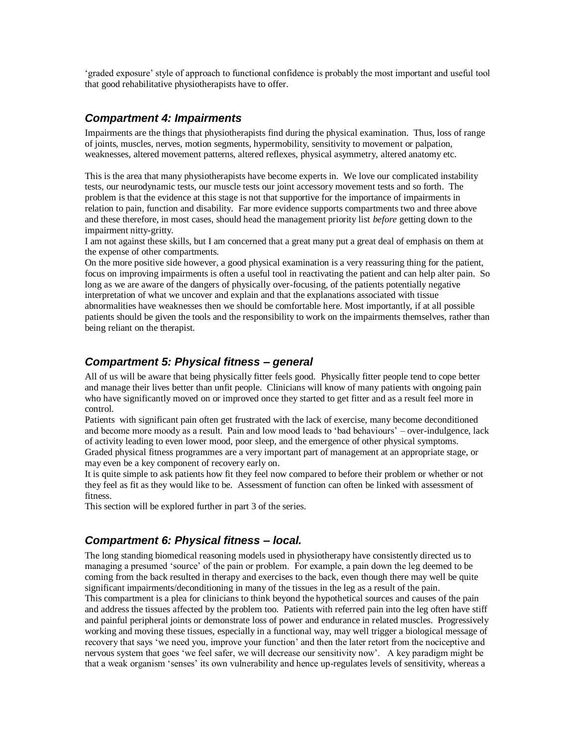'graded exposure' style of approach to functional confidence is probably the most important and useful tool that good rehabilitative physiotherapists have to offer.

### *Compartment 4: Impairments*

Impairments are the things that physiotherapists find during the physical examination. Thus, loss of range of joints, muscles, nerves, motion segments, hypermobility, sensitivity to movement or palpation, weaknesses, altered movement patterns, altered reflexes, physical asymmetry, altered anatomy etc.

This is the area that many physiotherapists have become experts in. We love our complicated instability tests, our neurodynamic tests, our muscle tests our joint accessory movement tests and so forth. The problem is that the evidence at this stage is not that supportive for the importance of impairments in relation to pain, function and disability. Far more evidence supports compartments two and three above and these therefore, in most cases, should head the management priority list *before* getting down to the impairment nitty-gritty.

I am not against these skills, but I am concerned that a great many put a great deal of emphasis on them at the expense of other compartments.

On the more positive side however, a good physical examination is a very reassuring thing for the patient, focus on improving impairments is often a useful tool in reactivating the patient and can help alter pain. So long as we are aware of the dangers of physically over-focusing, of the patients potentially negative interpretation of what we uncover and explain and that the explanations associated with tissue abnormalities have weaknesses then we should be comfortable here. Most importantly, if at all possible patients should be given the tools and the responsibility to work on the impairments themselves, rather than being reliant on the therapist.

### *Compartment 5: Physical fitness – general*

All of us will be aware that being physically fitter feels good. Physically fitter people tend to cope better and manage their lives better than unfit people. Clinicians will know of many patients with ongoing pain who have significantly moved on or improved once they started to get fitter and as a result feel more in control.

Patients with significant pain often get frustrated with the lack of exercise, many become deconditioned and become more moody as a result. Pain and low mood leads to 'bad behaviours' – over-indulgence, lack of activity leading to even lower mood, poor sleep, and the emergence of other physical symptoms.

Graded physical fitness programmes are a very important part of management at an appropriate stage, or may even be a key component of recovery early on.

It is quite simple to ask patients how fit they feel now compared to before their problem or whether or not they feel as fit as they would like to be. Assessment of function can often be linked with assessment of fitness.

This section will be explored further in part 3 of the series.

### *Compartment 6: Physical fitness – local.*

The long standing biomedical reasoning models used in physiotherapy have consistently directed us to managing a presumed 'source' of the pain or problem. For example, a pain down the leg deemed to be coming from the back resulted in therapy and exercises to the back, even though there may well be quite significant impairments/deconditioning in many of the tissues in the leg as a result of the pain.

This compartment is a plea for clinicians to think beyond the hypothetical sources and causes of the pain and address the tissues affected by the problem too. Patients with referred pain into the leg often have stiff and painful peripheral joints or demonstrate loss of power and endurance in related muscles. Progressively working and moving these tissues, especially in a functional way, may well trigger a biological message of recovery that says 'we need you, improve your function' and then the later retort from the nociceptive and nervous system that goes 'we feel safer, we will decrease our sensitivity now'. A key paradigm might be that a weak organism 'senses' its own vulnerability and hence up-regulates levels of sensitivity, whereas a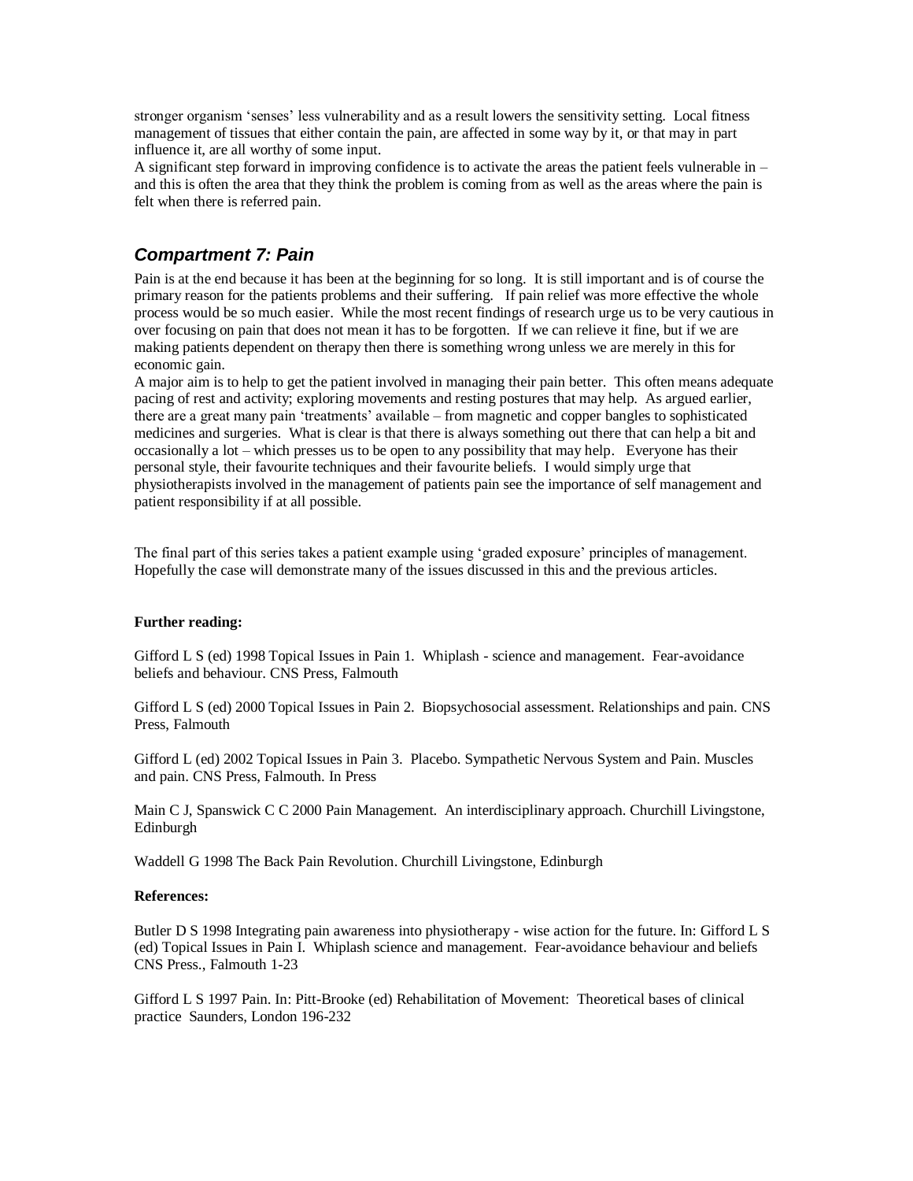stronger organism 'senses' less vulnerability and as a result lowers the sensitivity setting. Local fitness management of tissues that either contain the pain, are affected in some way by it, or that may in part influence it, are all worthy of some input.

A significant step forward in improving confidence is to activate the areas the patient feels vulnerable in – and this is often the area that they think the problem is coming from as well as the areas where the pain is felt when there is referred pain.

## *Compartment 7: Pain*

Pain is at the end because it has been at the beginning for so long. It is still important and is of course the primary reason for the patients problems and their suffering. If pain relief was more effective the whole process would be so much easier. While the most recent findings of research urge us to be very cautious in over focusing on pain that does not mean it has to be forgotten. If we can relieve it fine, but if we are making patients dependent on therapy then there is something wrong unless we are merely in this for economic gain.

A major aim is to help to get the patient involved in managing their pain better. This often means adequate pacing of rest and activity; exploring movements and resting postures that may help. As argued earlier, there are a great many pain 'treatments' available – from magnetic and copper bangles to sophisticated medicines and surgeries. What is clear is that there is always something out there that can help a bit and occasionally a lot – which presses us to be open to any possibility that may help. Everyone has their personal style, their favourite techniques and their favourite beliefs. I would simply urge that physiotherapists involved in the management of patients pain see the importance of self management and patient responsibility if at all possible.

The final part of this series takes a patient example using 'graded exposure' principles of management. Hopefully the case will demonstrate many of the issues discussed in this and the previous articles.

**Further reading:**

Gifford L S (ed) 1998 Topical Issues in Pain 1. Whiplash - science and management. Fear-avoidance beliefs and behaviour. CNS Press, Falmouth

Gifford L S (ed) 2000 Topical Issues in Pain 2. Biopsychosocial assessment. Relationships and pain. CNS Press, Falmouth

Gifford L (ed) 2002 Topical Issues in Pain 3. Placebo. Sympathetic Nervous System and Pain. Muscles and pain. CNS Press, Falmouth. In Press

Main C J, Spanswick C C 2000 Pain Management. An interdisciplinary approach. Churchill Livingstone, Edinburgh

Waddell G 1998 The Back Pain Revolution. Churchill Livingstone, Edinburgh

**References:**

Butler D S 1998 Integrating pain awareness into physiotherapy - wise action for the future. In: Gifford L S (ed) Topical Issues in Pain I. Whiplash science and management. Fear-avoidance behaviour and beliefs CNS Press., Falmouth 1-23

Gifford L S 1997 Pain. In: Pitt-Brooke (ed) Rehabilitation of Movement: Theoretical bases of clinical practice Saunders, London 196-232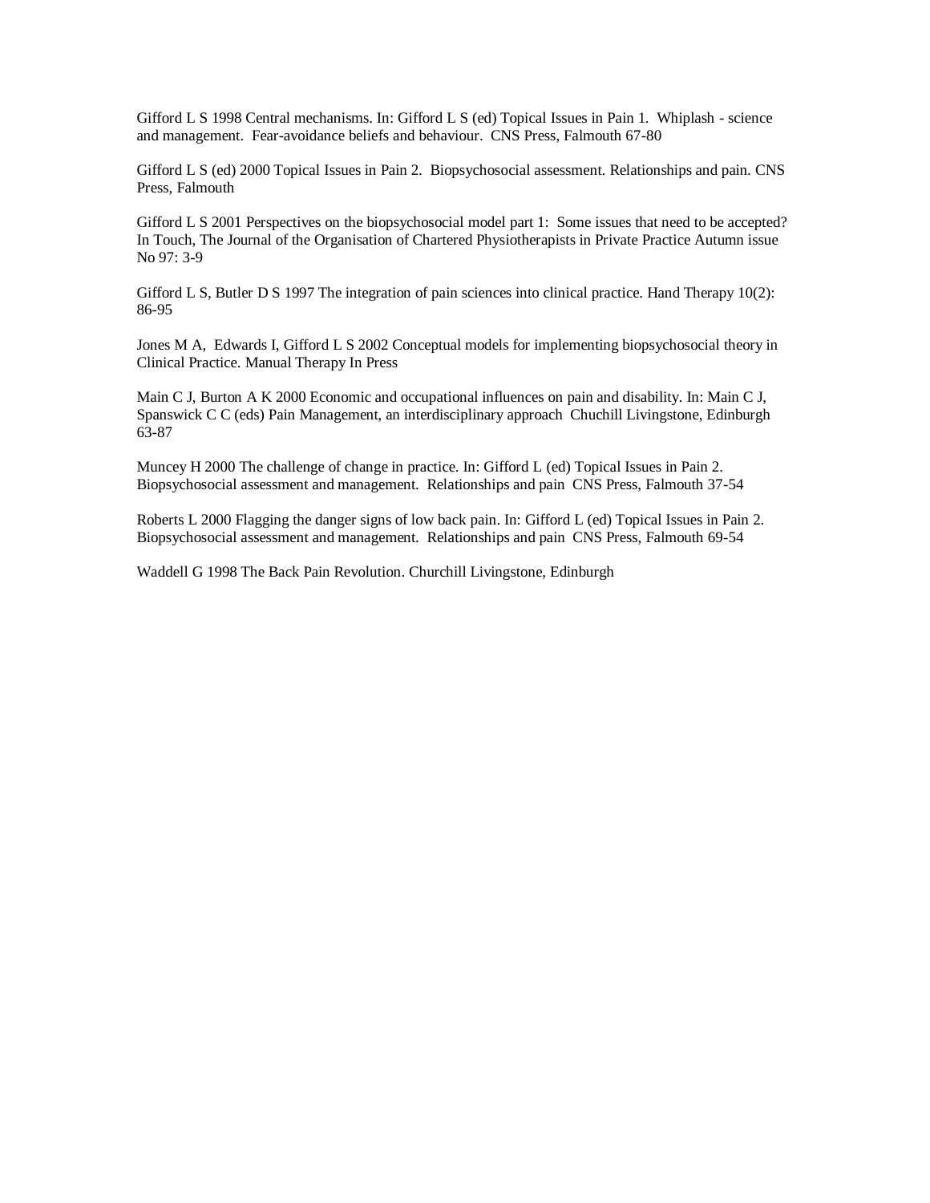Gifford L S 1998 Central mechanisms. In: Gifford L S (ed) Topical Issues in Pain 1. Whiplash - science and management. Fear-avoidance beliefs and behaviour. CNS Press, Falmouth 67-80

Gifford L S (ed) 2000 Topical Issues in Pain 2. Biopsychosocial assessment. Relationships and pain. CNS Press, Falmouth

Gifford L S 2001 Perspectives on the biopsychosocial model part 1: Some issues that need to be accepted? In Touch, The Journal of the Organisation of Chartered Physiotherapists in Private Practice Autumn issue No 97: 3-9

Gifford L S, Butler D S 1997 The integration of pain sciences into clinical practice. Hand Therapy 10(2): 86-95

Jones M A, Edwards I, Gifford L S 2002 Conceptual models for implementing biopsychosocial theory in Clinical Practice. Manual Therapy In Press

Main C J, Burton A K 2000 Economic and occupational influences on pain and disability. In: Main C J, Spanswick C C (eds) Pain Management, an interdisciplinary approach Chuchill Livingstone, Edinburgh 63-87

Muncey H 2000 The challenge of change in practice. In: Gifford L (ed) Topical Issues in Pain 2. Biopsychosocial assessment and management. Relationships and pain CNS Press, Falmouth 37-54

Roberts L 2000 Flagging the danger signs of low back pain. In: Gifford L (ed) Topical Issues in Pain 2. Biopsychosocial assessment and management. Relationships and pain CNS Press, Falmouth 69-54

Waddell G 1998 The Back Pain Revolution. Churchill Livingstone, Edinburgh